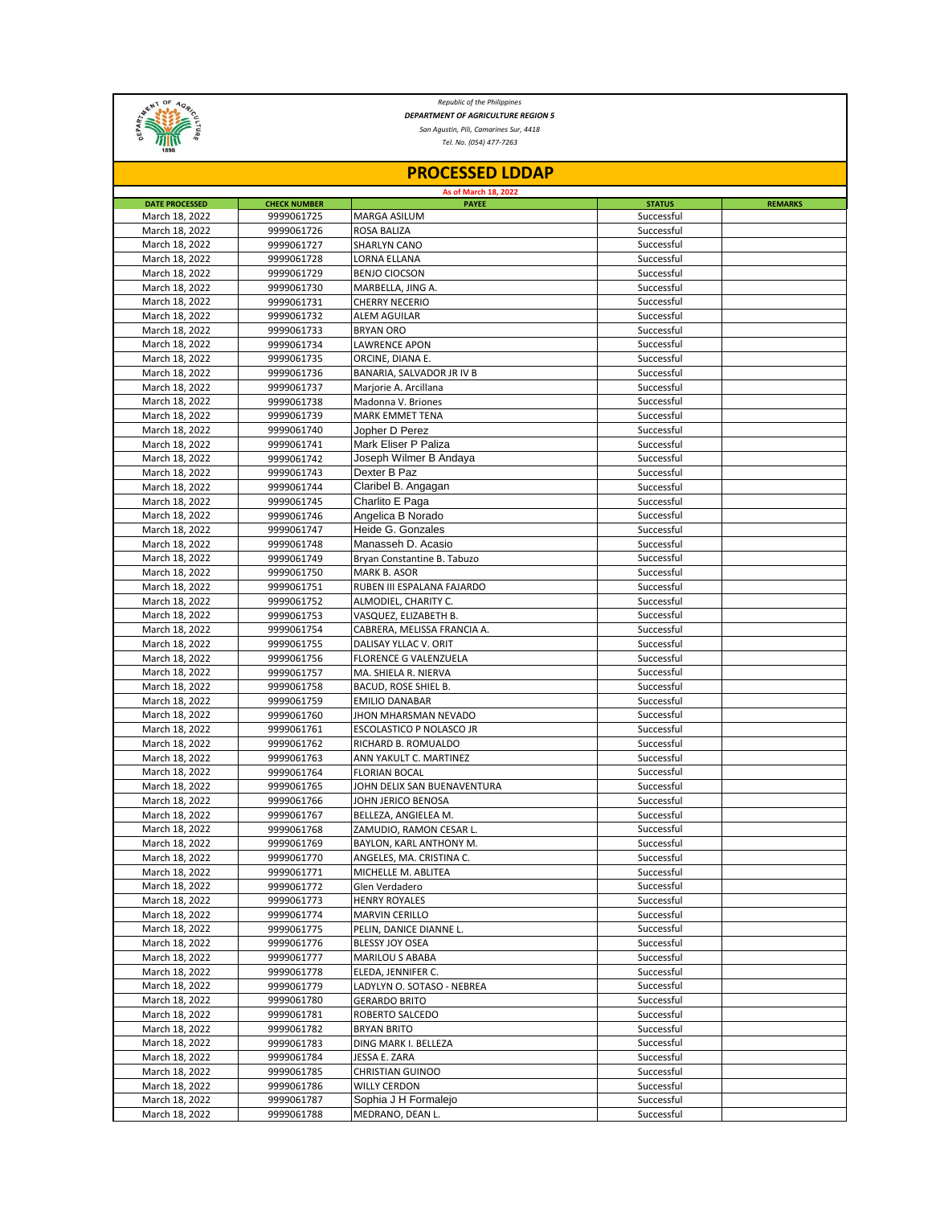*Republic of the Philippines*

***DEPARTMENT OF AGRICULTURE REGION 5***

*San Agustin, Pili, Camarines Sur, 4418*

*Tel. No. (054) 477-7263*

# PROCESSED LDDAP

**As of March 18, 2022**

| DATE PROCESSED | CHECK NUMBER | PAYEE | STATUS | REMARKS |
|---|---|---|---|---|
| March 18, 2022 | 9999061725 | MARGA ASILUM | Successful | |
| March 18, 2022 | 9999061726 | ROSA BALIZA | Successful | |
| March 18, 2022 | 9999061727 | SHARLYN CANO | Successful | |
| March 18, 2022 | 9999061728 | LORNA ELLANA | Successful | |
| March 18, 2022 | 9999061729 | BENJO CIOCSON | Successful | |
| March 18, 2022 | 9999061730 | MARBELLA, JING A. | Successful | |
| March 18, 2022 | 9999061731 | CHERRY NECERIO | Successful | |
| March 18, 2022 | 9999061732 | ALEM AGUILAR | Successful | |
| March 18, 2022 | 9999061733 | BRYAN ORO | Successful | |
| March 18, 2022 | 9999061734 | LAWRENCE APON | Successful | |
| March 18, 2022 | 9999061735 | ORCINE, DIANA E. | Successful | |
| March 18, 2022 | 9999061736 | BANARIA, SALVADOR JR IV B | Successful | |
| March 18, 2022 | 9999061737 | Marjorie A. Arcillana | Successful | |
| March 18, 2022 | 9999061738 | Madonna V. Briones | Successful | |
| March 18, 2022 | 9999061739 | MARK EMMET TENA | Successful | |
| March 18, 2022 | 9999061740 | Jopher D Perez | Successful | |
| March 18, 2022 | 9999061741 | Mark Eliser P Paliza | Successful | |
| March 18, 2022 | 9999061742 | Joseph Wilmer B Andaya | Successful | |
| March 18, 2022 | 9999061743 | Dexter B Paz | Successful | |
| March 18, 2022 | 9999061744 | Claribel B. Angagan | Successful | |
| March 18, 2022 | 9999061745 | Charlito E Paga | Successful | |
| March 18, 2022 | 9999061746 | Angelica B Norado | Successful | |
| March 18, 2022 | 9999061747 | Heide G. Gonzales | Successful | |
| March 18, 2022 | 9999061748 | Manasseh D. Acasio | Successful | |
| March 18, 2022 | 9999061749 | Bryan Constantine B. Tabuzo | Successful | |
| March 18, 2022 | 9999061750 | MARK B. ASOR | Successful | |
| March 18, 2022 | 9999061751 | RUBEN III ESPALANA FAJARDO | Successful | |
| March 18, 2022 | 9999061752 | ALMODIEL, CHARITY C. | Successful | |
| March 18, 2022 | 9999061753 | VASQUEZ, ELIZABETH B. | Successful | |
| March 18, 2022 | 9999061754 | CABRERA, MELISSA FRANCIA A. | Successful | |
| March 18, 2022 | 9999061755 | DALISAY YLLAC V. ORIT | Successful | |
| March 18, 2022 | 9999061756 | FLORENCE G VALENZUELA | Successful | |
| March 18, 2022 | 9999061757 | MA. SHIELA R. NIERVA | Successful | |
| March 18, 2022 | 9999061758 | BACUD, ROSE SHIEL B. | Successful | |
| March 18, 2022 | 9999061759 | EMILIO DANABAR | Successful | |
| March 18, 2022 | 9999061760 | JHON MHARSMAN NEVADO | Successful | |
| March 18, 2022 | 9999061761 | ESCOLASTICO P NOLASCO JR | Successful | |
| March 18, 2022 | 9999061762 | RICHARD B. ROMUALDO | Successful | |
| March 18, 2022 | 9999061763 | ANN YAKULT C. MARTINEZ | Successful | |
| March 18, 2022 | 9999061764 | FLORIAN BOCAL | Successful | |
| March 18, 2022 | 9999061765 | JOHN DELIX SAN BUENAVENTURA | Successful | |
| March 18, 2022 | 9999061766 | JOHN JERICO BENOSA | Successful | |
| March 18, 2022 | 9999061767 | BELLEZA, ANGIELEA M. | Successful | |
| March 18, 2022 | 9999061768 | ZAMUDIO, RAMON CESAR L. | Successful | |
| March 18, 2022 | 9999061769 | BAYLON, KARL ANTHONY M. | Successful | |
| March 18, 2022 | 9999061770 | ANGELES, MA. CRISTINA C. | Successful | |
| March 18, 2022 | 9999061771 | MICHELLE M. ABLITEA | Successful | |
| March 18, 2022 | 9999061772 | Glen Verdadero | Successful | |
| March 18, 2022 | 9999061773 | HENRY ROYALES | Successful | |
| March 18, 2022 | 9999061774 | MARVIN CERILLO | Successful | |
| March 18, 2022 | 9999061775 | PELIN, DANICE DIANNE L. | Successful | |
| March 18, 2022 | 9999061776 | BLESSY JOY OSEA | Successful | |
| March 18, 2022 | 9999061777 | MARILOU S ABABA | Successful | |
| March 18, 2022 | 9999061778 | ELEDA, JENNIFER C. | Successful | |
| March 18, 2022 | 9999061779 | LADYLYN O. SOTASO - NEBREA | Successful | |
| March 18, 2022 | 9999061780 | GERARDO BRITO | Successful | |
| March 18, 2022 | 9999061781 | ROBERTO SALCEDO | Successful | |
| March 18, 2022 | 9999061782 | BRYAN BRITO | Successful | |
| March 18, 2022 | 9999061783 | DING MARK I. BELLEZA | Successful | |
| March 18, 2022 | 9999061784 | JESSA E. ZARA | Successful | |
| March 18, 2022 | 9999061785 | CHRISTIAN GUINOO | Successful | |
| March 18, 2022 | 9999061786 | WILLY CERDON | Successful | |
| March 18, 2022 | 9999061787 | Sophia J H Formalejo | Successful | |
| March 18, 2022 | 9999061788 | MEDRANO, DEAN L. | Successful | |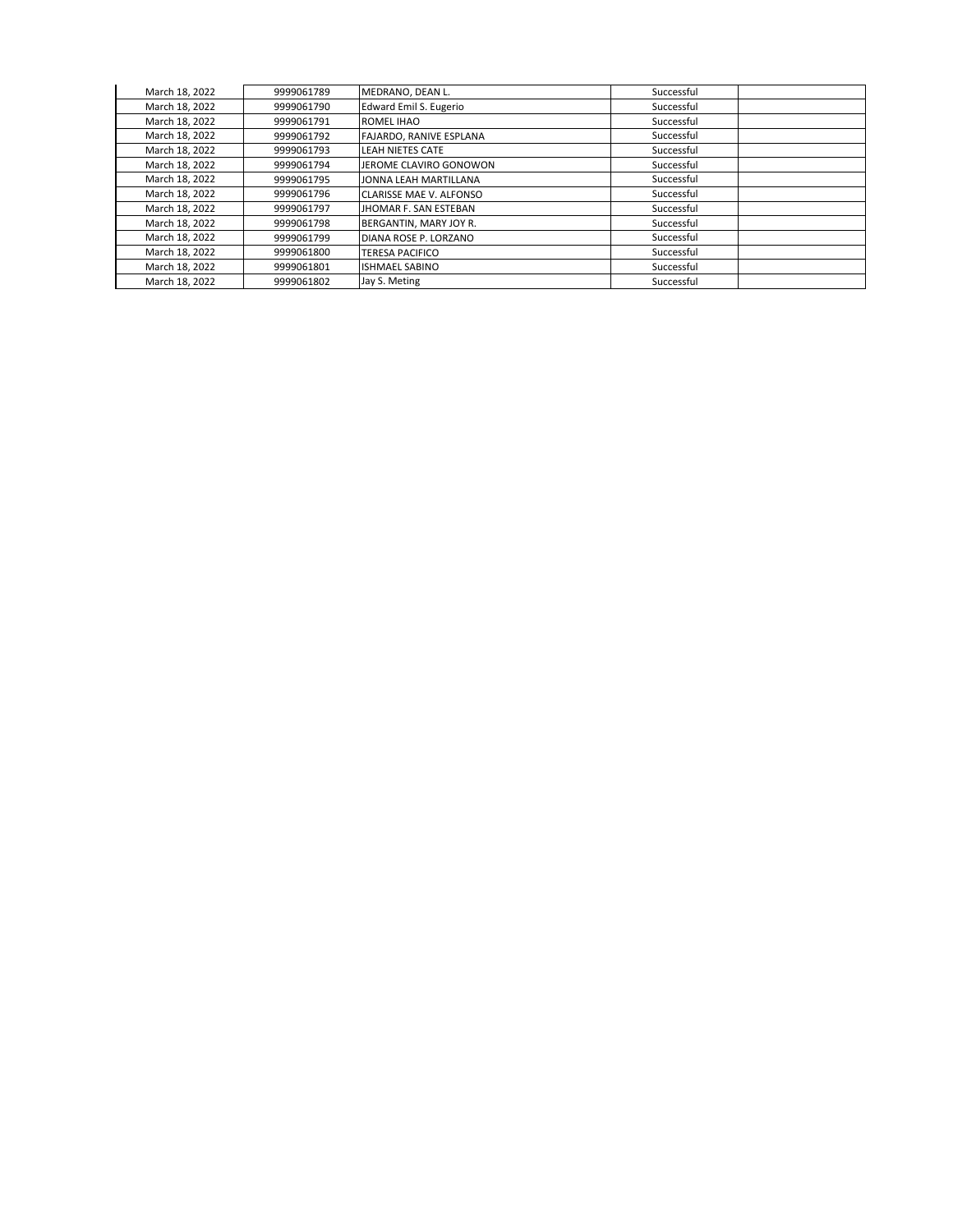| | | | | |
|---|---|---|---|---|
| March 18, 2022 | 9999061789 | MEDRANO, DEAN L. | Successful | |
| March 18, 2022 | 9999061790 | Edward Emil S. Eugerio | Successful | |
| March 18, 2022 | 9999061791 | ROMEL IHAO | Successful | |
| March 18, 2022 | 9999061792 | FAJARDO, RANIVE ESPLANA | Successful | |
| March 18, 2022 | 9999061793 | LEAH NIETES CATE | Successful | |
| March 18, 2022 | 9999061794 | JEROME CLAVIRO GONOWON | Successful | |
| March 18, 2022 | 9999061795 | JONNA LEAH MARTILLANA | Successful | |
| March 18, 2022 | 9999061796 | CLARISSE MAE V. ALFONSO | Successful | |
| March 18, 2022 | 9999061797 | JHOMAR F. SAN ESTEBAN | Successful | |
| March 18, 2022 | 9999061798 | BERGANTIN, MARY JOY R. | Successful | |
| March 18, 2022 | 9999061799 | DIANA ROSE P. LORZANO | Successful | |
| March 18, 2022 | 9999061800 | TERESA PACIFICO | Successful | |
| March 18, 2022 | 9999061801 | ISHMAEL SABINO | Successful | |
| March 18, 2022 | 9999061802 | Jay S. Meting | Successful | |